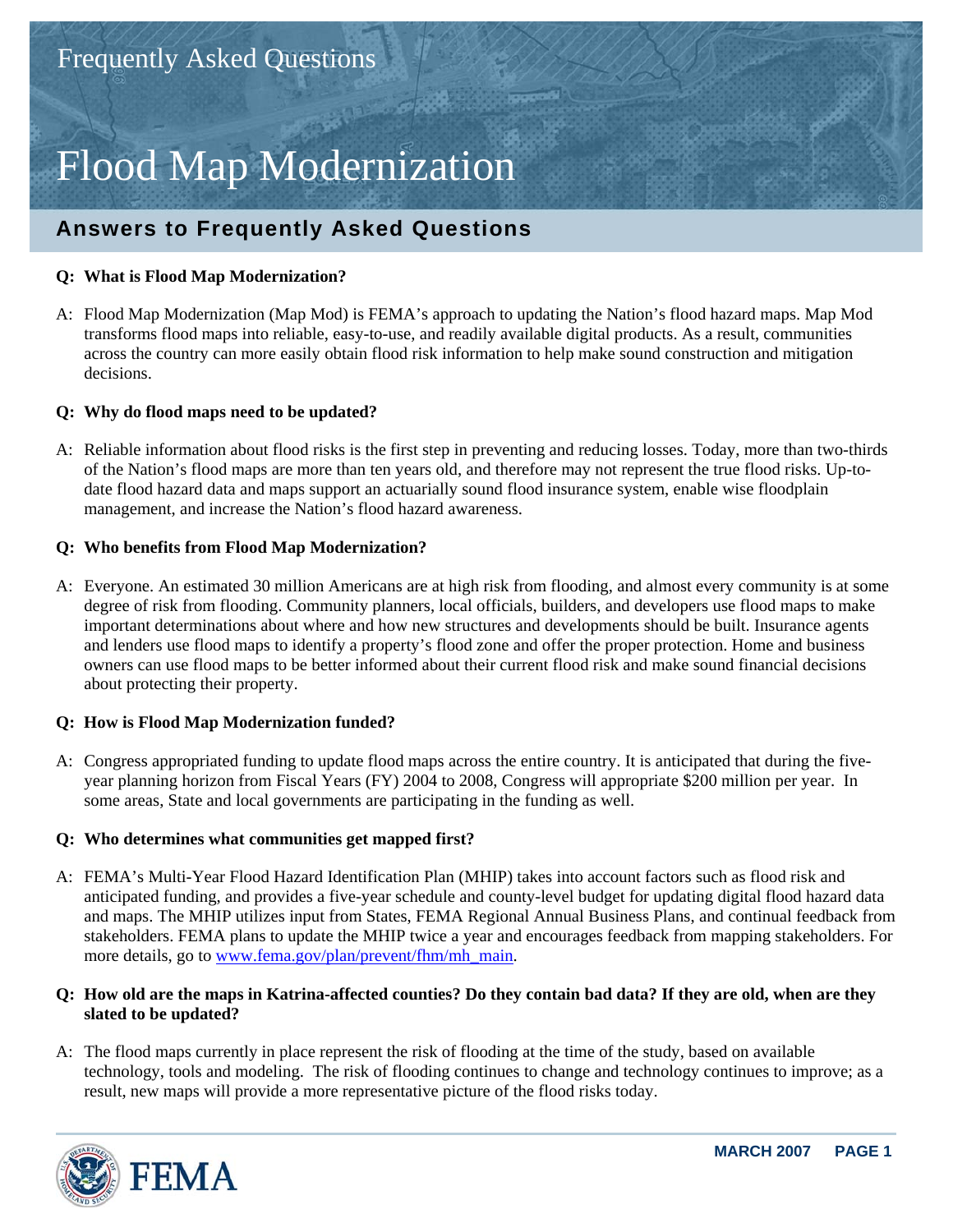# Flood Map Modernization

Frequently Asked Questions

## Answers to Frequently Asked Questions

**Q: What is Flood Map Modernization?**

A: Flood Map Modernization (Map Mod) is FEMA's approach to updating the Nation's flood hazard maps. Map Mod transforms flood maps into reliable, easy-to-use, and readily available digital products. As a result, communities across the country can more easily obtain flood risk information to help make sound construction and mitigation decisions.

**Q: Why do flood maps need to be updated?**

A: Reliable information about flood risks is the first step in preventing and reducing losses. Today, more than two-thirds of the Nation's flood maps are more than ten years old, and therefore may not represent the true flood risks. Up-to-date flood hazard data and maps support an actuarially sound flood insurance system, enable wise floodplain management, and increase the Nation's flood hazard awareness.

**Q: Who benefits from Flood Map Modernization?**

A: Everyone. An estimated 30 million Americans are at high risk from flooding, and almost every community is at some degree of risk from flooding. Community planners, local officials, builders, and developers use flood maps to make important determinations about where and how new structures and developments should be built. Insurance agents and lenders use flood maps to identify a property's flood zone and offer the proper protection. Home and business owners can use flood maps to be better informed about their current flood risk and make sound financial decisions about protecting their property.

**Q: How is Flood Map Modernization funded?**

A: Congress appropriated funding to update flood maps across the entire country. It is anticipated that during the five-year planning horizon from Fiscal Years (FY) 2004 to 2008, Congress will appropriate $200 million per year. In some areas, State and local governments are participating in the funding as well.

**Q: Who determines what communities get mapped first?**

A: FEMA's Multi-Year Flood Hazard Identification Plan (MHIP) takes into account factors such as flood risk and anticipated funding, and provides a five-year schedule and county-level budget for updating digital flood hazard data and maps. The MHIP utilizes input from States, FEMA Regional Annual Business Plans, and continual feedback from stakeholders. FEMA plans to update the MHIP twice a year and encourages feedback from mapping stakeholders. For more details, go to www.fema.gov/plan/prevent/fhm/mh_main.

**Q: How old are the maps in Katrina-affected counties? Do they contain bad data? If they are old, when are they slated to be updated?**

A: The flood maps currently in place represent the risk of flooding at the time of the study, based on available technology, tools and modeling. The risk of flooding continues to change and technology continues to improve; as a result, new maps will provide a more representative picture of the flood risks today.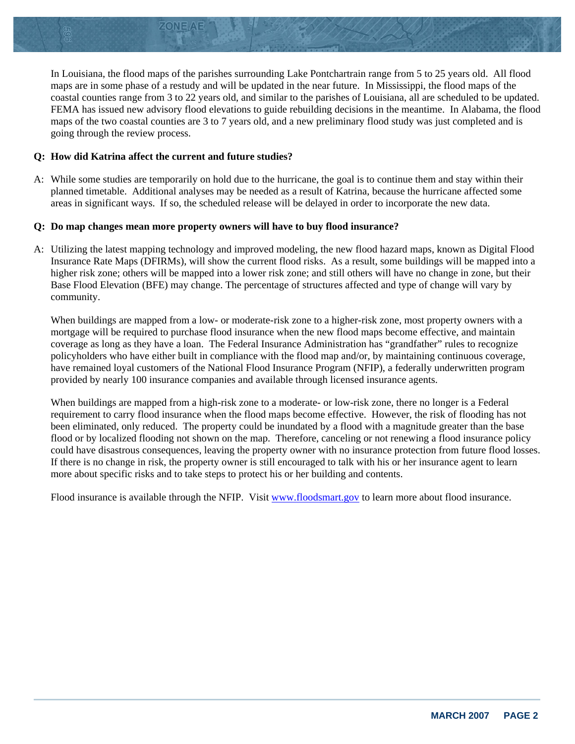In Louisiana, the flood maps of the parishes surrounding Lake Pontchartrain range from 5 to 25 years old. All flood maps are in some phase of a restudy and will be updated in the near future. In Mississippi, the flood maps of the coastal counties range from 3 to 22 years old, and similar to the parishes of Louisiana, all are scheduled to be updated. FEMA has issued new advisory flood elevations to guide rebuilding decisions in the meantime. In Alabama, the flood maps of the two coastal counties are 3 to 7 years old, and a new preliminary flood study was just completed and is going through the review process.

**Q: How did Katrina affect the current and future studies?**

A: While some studies are temporarily on hold due to the hurricane, the goal is to continue them and stay within their planned timetable. Additional analyses may be needed as a result of Katrina, because the hurricane affected some areas in significant ways. If so, the scheduled release will be delayed in order to incorporate the new data.

**Q: Do map changes mean more property owners will have to buy flood insurance?**

A: Utilizing the latest mapping technology and improved modeling, the new flood hazard maps, known as Digital Flood Insurance Rate Maps (DFIRMs), will show the current flood risks. As a result, some buildings will be mapped into a higher risk zone; others will be mapped into a lower risk zone; and still others will have no change in zone, but their Base Flood Elevation (BFE) may change. The percentage of structures affected and type of change will vary by community.

When buildings are mapped from a low- or moderate-risk zone to a higher-risk zone, most property owners with a mortgage will be required to purchase flood insurance when the new flood maps become effective, and maintain coverage as long as they have a loan. The Federal Insurance Administration has "grandfather" rules to recognize policyholders who have either built in compliance with the flood map and/or, by maintaining continuous coverage, have remained loyal customers of the National Flood Insurance Program (NFIP), a federally underwritten program provided by nearly 100 insurance companies and available through licensed insurance agents.

When buildings are mapped from a high-risk zone to a moderate- or low-risk zone, there no longer is a Federal requirement to carry flood insurance when the flood maps become effective. However, the risk of flooding has not been eliminated, only reduced. The property could be inundated by a flood with a magnitude greater than the base flood or by localized flooding not shown on the map. Therefore, canceling or not renewing a flood insurance policy could have disastrous consequences, leaving the property owner with no insurance protection from future flood losses. If there is no change in risk, the property owner is still encouraged to talk with his or her insurance agent to learn more about specific risks and to take steps to protect his or her building and contents.

Flood insurance is available through the NFIP. Visit [www.floodsmart.gov](http://www.floodsmart.gov) to learn more about flood insurance.